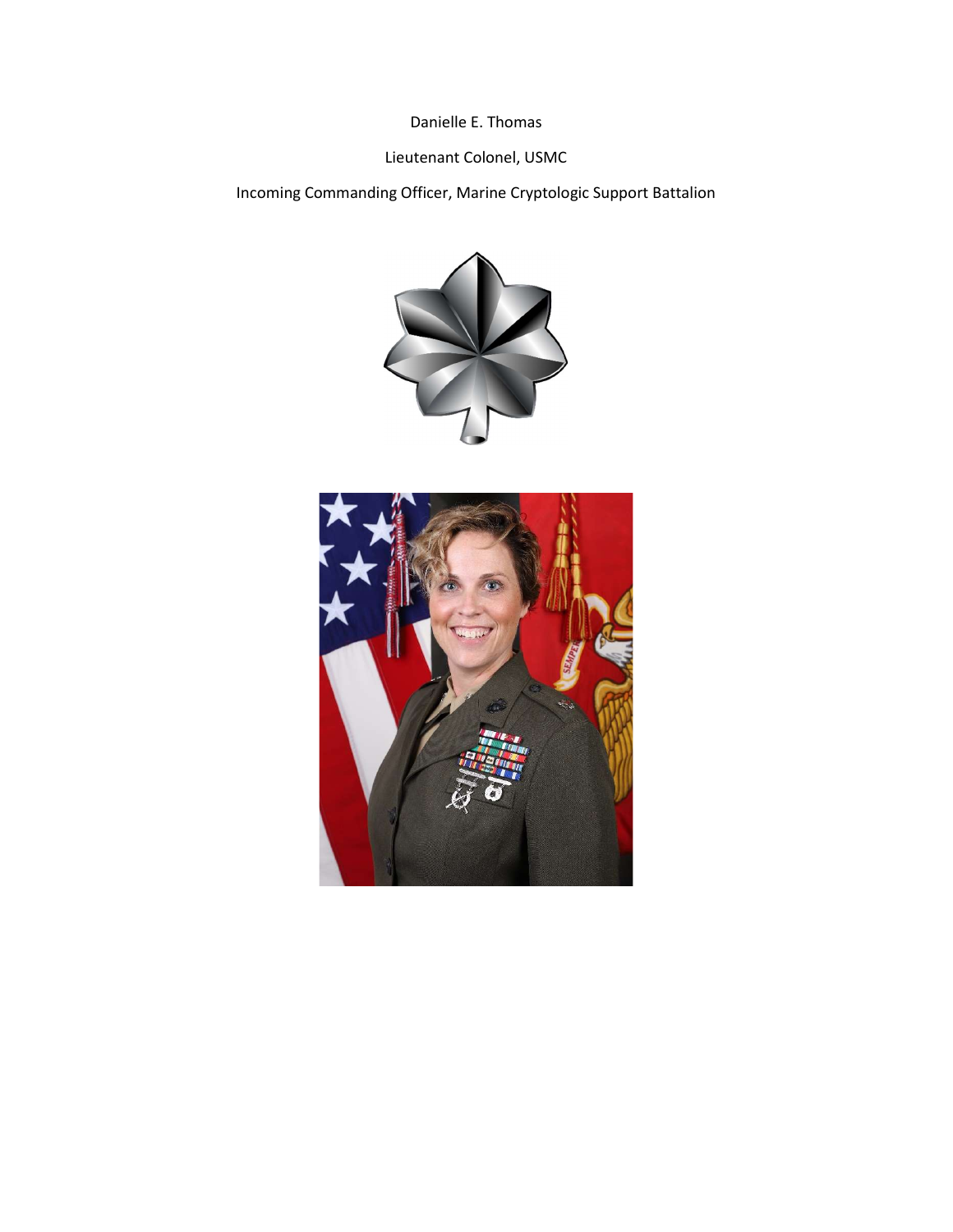Danielle E. Thomas

Lieutenant Colonel, USMC

Incoming Commanding Officer, Marine Cryptologic Support Battalion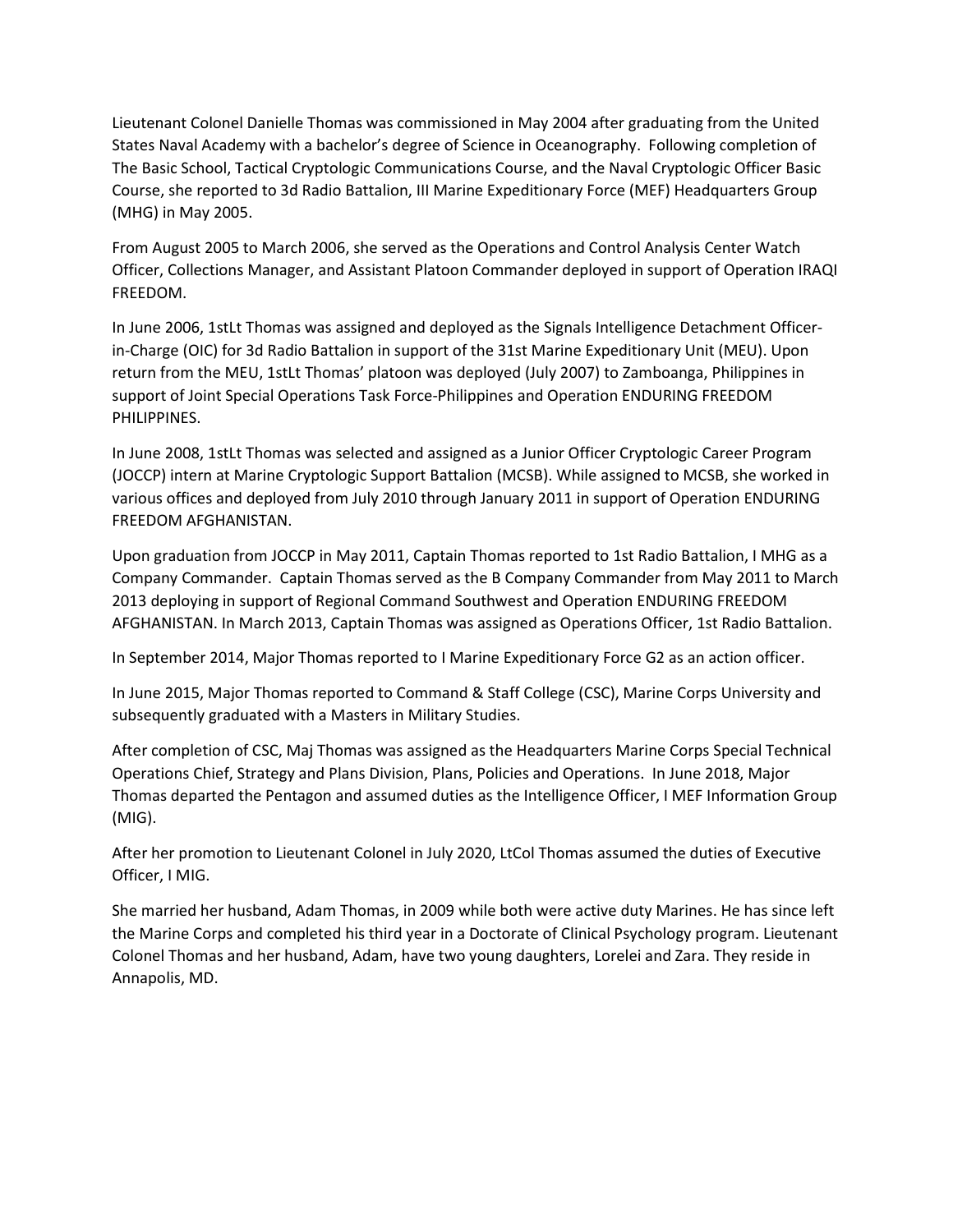Lieutenant Colonel Danielle Thomas was commissioned in May 2004 after graduating from the United States Naval Academy with a bachelor's degree of Science in Oceanography. Following completion of The Basic School, Tactical Cryptologic Communications Course, and the Naval Cryptologic Officer Basic Course, she reported to 3d Radio Battalion, III Marine Expeditionary Force (MEF) Headquarters Group (MHG) in May 2005.

From August 2005 to March 2006, she served as the Operations and Control Analysis Center Watch Officer, Collections Manager, and Assistant Platoon Commander deployed in support of Operation IRAQI FREEDOM.

In June 2006, 1stLt Thomas was assigned and deployed as the Signals Intelligence Detachment Officer-in-Charge (OIC) for 3d Radio Battalion in support of the 31st Marine Expeditionary Unit (MEU). Upon return from the MEU, 1stLt Thomas' platoon was deployed (July 2007) to Zamboanga, Philippines in support of Joint Special Operations Task Force-Philippines and Operation ENDURING FREEDOM PHILIPPINES.

In June 2008, 1stLt Thomas was selected and assigned as a Junior Officer Cryptologic Career Program (JOCCP) intern at Marine Cryptologic Support Battalion (MCSB). While assigned to MCSB, she worked in various offices and deployed from July 2010 through January 2011 in support of Operation ENDURING FREEDOM AFGHANISTAN.

Upon graduation from JOCCP in May 2011, Captain Thomas reported to 1st Radio Battalion, I MHG as a Company Commander. Captain Thomas served as the B Company Commander from May 2011 to March 2013 deploying in support of Regional Command Southwest and Operation ENDURING FREEDOM AFGHANISTAN. In March 2013, Captain Thomas was assigned as Operations Officer, 1st Radio Battalion.

In September 2014, Major Thomas reported to I Marine Expeditionary Force G2 as an action officer.

In June 2015, Major Thomas reported to Command & Staff College (CSC), Marine Corps University and subsequently graduated with a Masters in Military Studies.

After completion of CSC, Maj Thomas was assigned as the Headquarters Marine Corps Special Technical Operations Chief, Strategy and Plans Division, Plans, Policies and Operations. In June 2018, Major Thomas departed the Pentagon and assumed duties as the Intelligence Officer, I MEF Information Group (MIG).

After her promotion to Lieutenant Colonel in July 2020, LtCol Thomas assumed the duties of Executive Officer, I MIG.

She married her husband, Adam Thomas, in 2009 while both were active duty Marines. He has since left the Marine Corps and completed his third year in a Doctorate of Clinical Psychology program. Lieutenant Colonel Thomas and her husband, Adam, have two young daughters, Lorelei and Zara. They reside in Annapolis, MD.